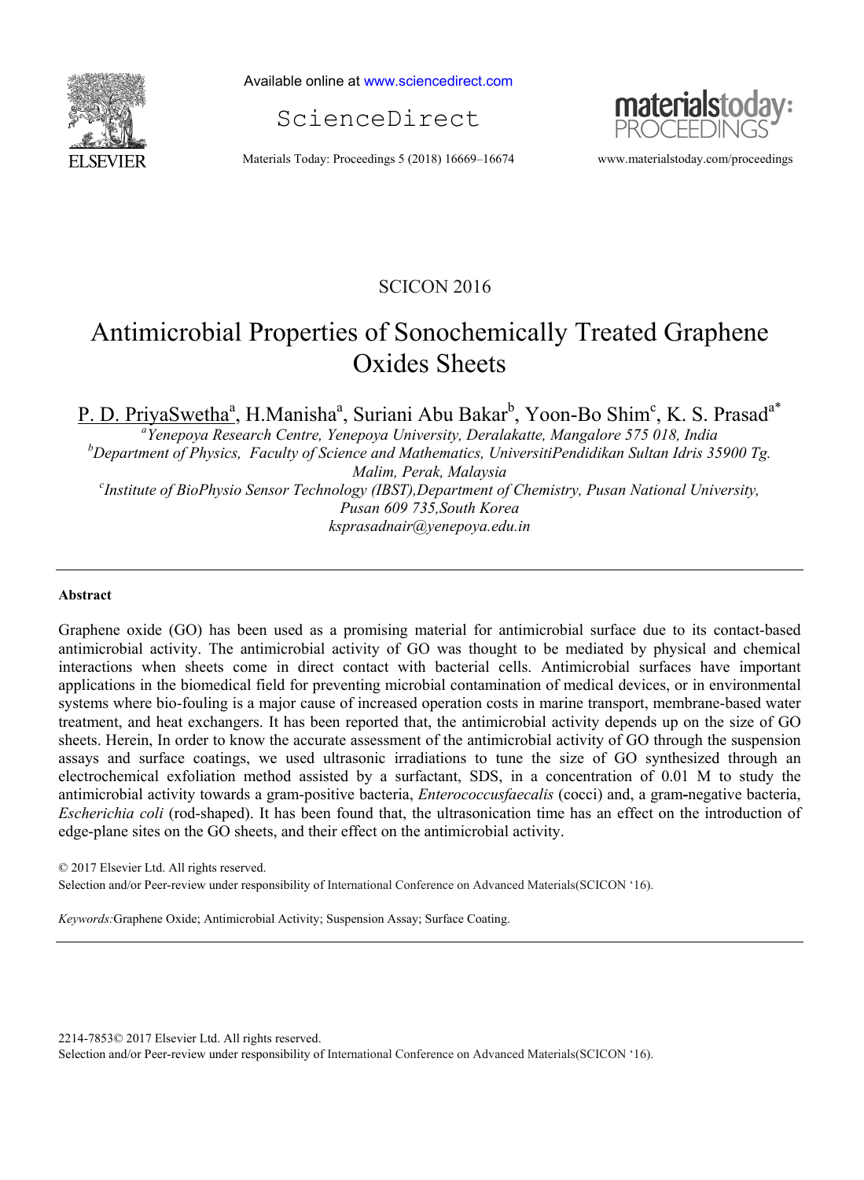SCICON 2016

# Antimicrobial Properties of Sonochemically Treated Graphene Oxides Sheets

P. D. PriyaSwetha[a], H.Manisha[a], Suriani Abu Bakar[b], Yoon-Bo Shim[c], K. S. Prasad[a*]

[a]*Yenepoya Research Centre, Yenepoya University, Deralakatte, Mangalore 575 018, India*
[b]*Department of Physics, Faculty of Science and Mathematics, UniversitiPendidikan Sultan Idris 35900 Tg. Malim, Perak, Malaysia*
[c]*Institute of BioPhysio Sensor Technology (IBST),Department of Chemistry, Pusan National University, Pusan 609 735,South Korea*
*ksprasadnair@yenepoya.edu.in*

---

**Abstract**

Graphene oxide (GO) has been used as a promising material for antimicrobial surface due to its contact-based antimicrobial activity. The antimicrobial activity of GO was thought to be mediated by physical and chemical interactions when sheets come in direct contact with bacterial cells. Antimicrobial surfaces have important applications in the biomedical field for preventing microbial contamination of medical devices, or in environmental systems where bio-fouling is a major cause of increased operation costs in marine transport, membrane-based water treatment, and heat exchangers. It has been reported that, the antimicrobial activity depends up on the size of GO sheets. Herein, In order to know the accurate assessment of the antimicrobial activity of GO through the suspension assays and surface coatings, we used ultrasonic irradiations to tune the size of GO synthesized through an electrochemical exfoliation method assisted by a surfactant, SDS, in a concentration of 0.01 M to study the antimicrobial activity towards a gram-positive bacteria, *Enterococcusfaecalis* (cocci) and, a gram-negative bacteria, *Escherichia coli* (rod-shaped). It has been found that, the ultrasonication time has an effect on the introduction of edge-plane sites on the GO sheets, and their effect on the antimicrobial activity.

© 2017 Elsevier Ltd. All rights reserved.
Selection and/or Peer-review under responsibility of International Conference on Advanced Materials(SCICON '16).

*Keywords:*Graphene Oxide; Antimicrobial Activity; Suspension Assay; Surface Coating.

---

2214-7853© 2017 Elsevier Ltd. All rights reserved.
Selection and/or Peer-review under responsibility of International Conference on Advanced Materials(SCICON '16).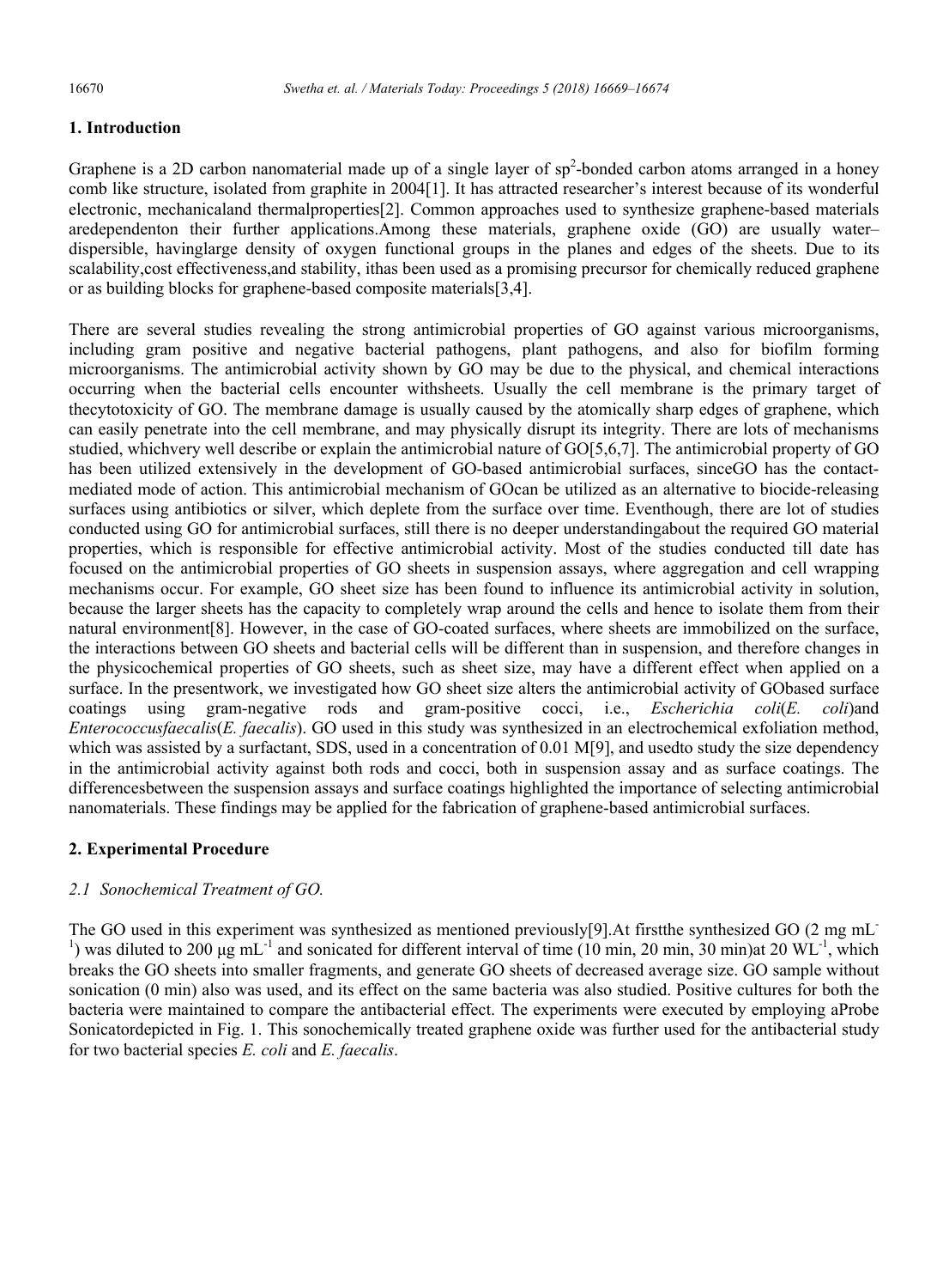## 1. Introduction

Graphene is a 2D carbon nanomaterial made up of a single layer of $sp^2$-bonded carbon atoms arranged in a honey comb like structure, isolated from graphite in 2004[1]. It has attracted researcher's interest because of its wonderful electronic, mechanicaland thermalproperties[2]. Common approaches used to synthesize graphene-based materials aredependenton their further applications.Among these materials, graphene oxide (GO) are usually water–dispersible, havinglarge density of oxygen functional groups in the planes and edges of the sheets. Due to its scalability,cost effectiveness,and stability, ithas been used as a promising precursor for chemically reduced graphene or as building blocks for graphene-based composite materials[3,4].

There are several studies revealing the strong antimicrobial properties of GO against various microorganisms, including gram positive and negative bacterial pathogens, plant pathogens, and also for biofilm forming microorganisms. The antimicrobial activity shown by GO may be due to the physical, and chemical interactions occurring when the bacterial cells encounter withsheets. Usually the cell membrane is the primary target of thecytotoxicity of GO. The membrane damage is usually caused by the atomically sharp edges of graphene, which can easily penetrate into the cell membrane, and may physically disrupt its integrity. There are lots of mechanisms studied, whichvery well describe or explain the antimicrobial nature of GO[5,6,7]. The antimicrobial property of GO has been utilized extensively in the development of GO-based antimicrobial surfaces, sinceGO has the contact-mediated mode of action. This antimicrobial mechanism of GOcan be utilized as an alternative to biocide-releasing surfaces using antibiotics or silver, which deplete from the surface over time. Eventhough, there are lot of studies conducted using GO for antimicrobial surfaces, still there is no deeper understandingabout the required GO material properties, which is responsible for effective antimicrobial activity. Most of the studies conducted till date has focused on the antimicrobial properties of GO sheets in suspension assays, where aggregation and cell wrapping mechanisms occur. For example, GO sheet size has been found to influence its antimicrobial activity in solution, because the larger sheets has the capacity to completely wrap around the cells and hence to isolate them from their natural environment[8]. However, in the case of GO-coated surfaces, where sheets are immobilized on the surface, the interactions between GO sheets and bacterial cells will be different than in suspension, and therefore changes in the physicochemical properties of GO sheets, such as sheet size, may have a different effect when applied on a surface. In the presentwork, we investigated how GO sheet size alters the antimicrobial activity of GObased surface coatings using gram-negative rods and gram-positive cocci, i.e., *Escherichia coli*(*E. coli*)and *Enterococcusfaecalis*(*E. faecalis*). GO used in this study was synthesized in an electrochemical exfoliation method, which was assisted by a surfactant, SDS, used in a concentration of 0.01 M[9], and usedto study the size dependency in the antimicrobial activity against both rods and cocci, both in suspension assay and as surface coatings. The differencesbetween the suspension assays and surface coatings highlighted the importance of selecting antimicrobial nanomaterials. These findings may be applied for the fabrication of graphene-based antimicrobial surfaces.

## 2. Experimental Procedure

### *2.1 Sonochemical Treatment of GO.*

The GO used in this experiment was synthesized as mentioned previously[9].At firstthe synthesized GO (2 mg $mL^{-1}$) was diluted to 200 µg $mL^{-1}$ and sonicated for different interval of time (10 min, 20 min, 30 min)at 20 $WL^{-1}$, which breaks the GO sheets into smaller fragments, and generate GO sheets of decreased average size. GO sample without sonication (0 min) also was used, and its effect on the same bacteria was also studied. Positive cultures for both the bacteria were maintained to compare the antibacterial effect. The experiments were executed by employing aProbe Sonicatordepicted in Fig. 1. This sonochemically treated graphene oxide was further used for the antibacterial study for two bacterial species *E. coli* and *E. faecalis*.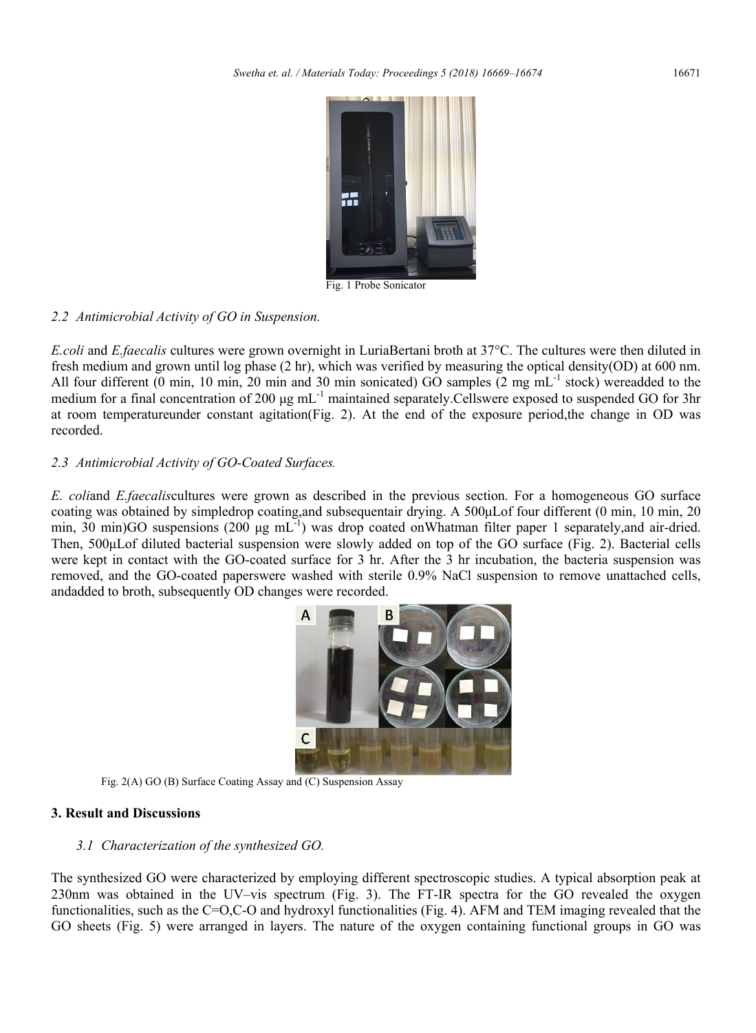Fig. 1 Probe Sonicator

### 2.2 Antimicrobial Activity of GO in Suspension.

*E.coli* and *E.faecalis* cultures were grown overnight in LuriaBertani broth at 37°C. The cultures were then diluted in fresh medium and grown until log phase (2 hr), which was verified by measuring the optical density(OD) at 600 nm. All four different (0 min, 10 min, 20 min and 30 min sonicated) GO samples (2 mg $mL^{-1}$ stock) wereadded to the medium for a final concentration of 200 μg $mL^{-1}$ maintained separately.Cellswere exposed to suspended GO for 3hr at room temperatureunder constant agitation(Fig. 2). At the end of the exposure period,the change in OD was recorded.

### 2.3 Antimicrobial Activity of GO-Coated Surfaces.

*E. coli*and *E.faecalis*cultures were grown as described in the previous section. For a homogeneous GO surface coating was obtained by simpledrop coating,and subsequentair drying. A 500μLof four different (0 min, 10 min, 20 min, 30 min)GO suspensions (200 μg $mL^{-1}$) was drop coated onWhatman filter paper 1 separately,and air-dried. Then, 500μLof diluted bacterial suspension were slowly added on top of the GO surface (Fig. 2). Bacterial cells were kept in contact with the GO-coated surface for 3 hr. After the 3 hr incubation, the bacteria suspension was removed, and the GO-coated paperswere washed with sterile 0.9% NaCl suspension to remove unattached cells, andadded to broth, subsequently OD changes were recorded.

Fig. 2(A) GO (B) Surface Coating Assay and (C) Suspension Assay

## 3. Result and Discussions

### 3.1 Characterization of the synthesized GO.

The synthesized GO were characterized by employing different spectroscopic studies. A typical absorption peak at 230nm was obtained in the UV–vis spectrum (Fig. 3). The FT-IR spectra for the GO revealed the oxygen functionalities, such as the C=O,C-O and hydroxyl functionalities (Fig. 4). AFM and TEM imaging revealed that the GO sheets (Fig. 5) were arranged in layers. The nature of the oxygen containing functional groups in GO was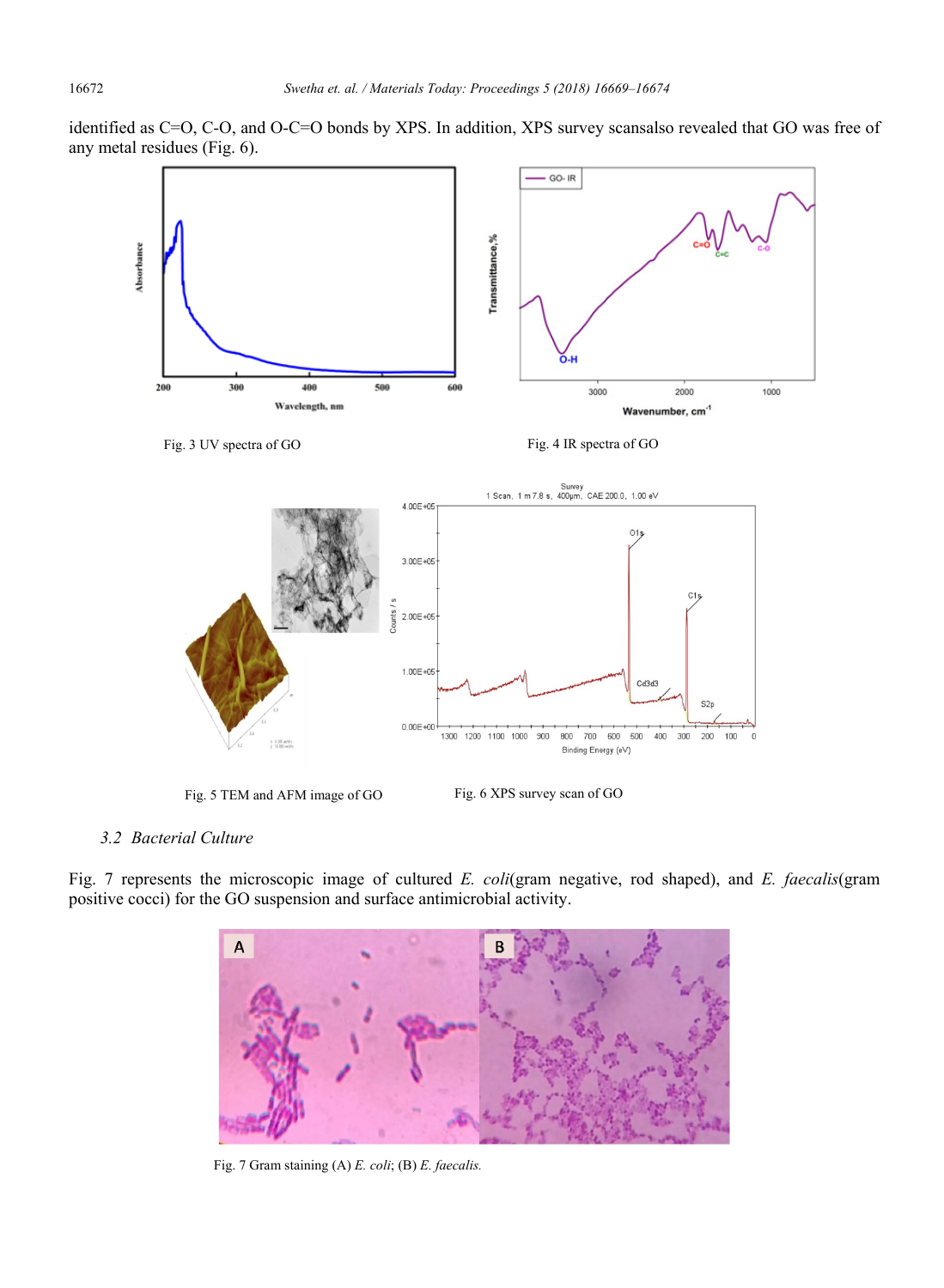identified as C=O, C-O, and O-C=O bonds by XPS. In addition, XPS survey scansalso revealed that GO was free of any metal residues (Fig. 6).

Fig. 3 UV spectra of GO

Fig. 4 IR spectra of GO

Fig. 5 TEM and AFM image of GO

Fig. 6 XPS survey scan of GO

### 3.2 Bacterial Culture

Fig. 7 represents the microscopic image of cultured *E. coli*(gram negative, rod shaped), and *E. faecalis*(gram positive cocci) for the GO suspension and surface antimicrobial activity.

Fig. 7 Gram staining (A) *E. coli*; (B) *E. faecalis.*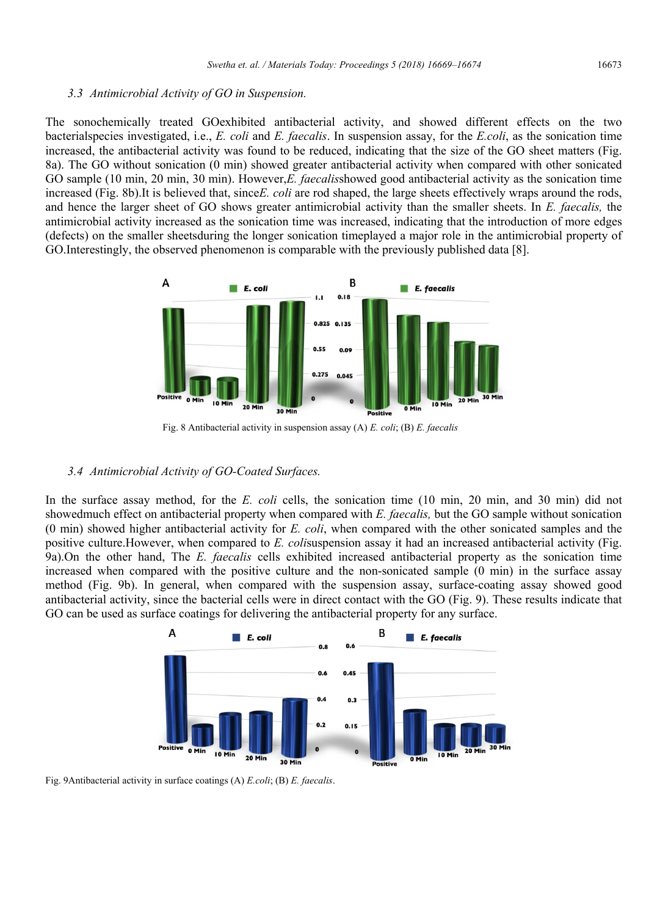### 3.3 Antimicrobial Activity of GO in Suspension.

The sonochemically treated GOexhibited antibacterial activity, and showed different effects on the two bacterialspecies investigated, i.e., *E. coli* and *E. faecalis*. In suspension assay, for the *E.coli*, as the sonication time increased, the antibacterial activity was found to be reduced, indicating that the size of the GO sheet matters (Fig. 8a). The GO without sonication (0 min) showed greater antibacterial activity when compared with other sonicated GO sample (10 min, 20 min, 30 min). However,*E. faecalis*showed good antibacterial activity as the sonication time increased (Fig. 8b).It is believed that, since*E. coli* are rod shaped, the large sheets effectively wraps around the rods, and hence the larger sheet of GO shows greater antimicrobial activity than the smaller sheets. In *E. faecalis,* the antimicrobial activity increased as the sonication time was increased, indicating that the introduction of more edges (defects) on the smaller sheetsduring the longer sonication timeplayed a major role in the antimicrobial property of GO.Interestingly, the observed phenomenon is comparable with the previously published data [8].

Fig. 8 Antibacterial activity in suspension assay (A) *E. coli*; (B) *E. faecalis*

### 3.4 Antimicrobial Activity of GO-Coated Surfaces.

In the surface assay method, for the *E. coli* cells, the sonication time (10 min, 20 min, and 30 min) did not showedmuch effect on antibacterial property when compared with *E. faecalis,* but the GO sample without sonication (0 min) showed higher antibacterial activity for *E. coli*, when compared with the other sonicated samples and the positive culture.However, when compared to *E. coli*suspension assay it had an increased antibacterial activity (Fig. 9a).On the other hand, The *E. faecalis* cells exhibited increased antibacterial property as the sonication time increased when compared with the positive culture and the non-sonicated sample (0 min) in the surface assay method (Fig. 9b). In general, when compared with the suspension assay, surface-coating assay showed good antibacterial activity, since the bacterial cells were in direct contact with the GO (Fig. 9). These results indicate that GO can be used as surface coatings for delivering the antibacterial property for any surface.

Fig. 9Antibacterial activity in surface coatings (A) *E.coli*; (B) *E. faecalis*.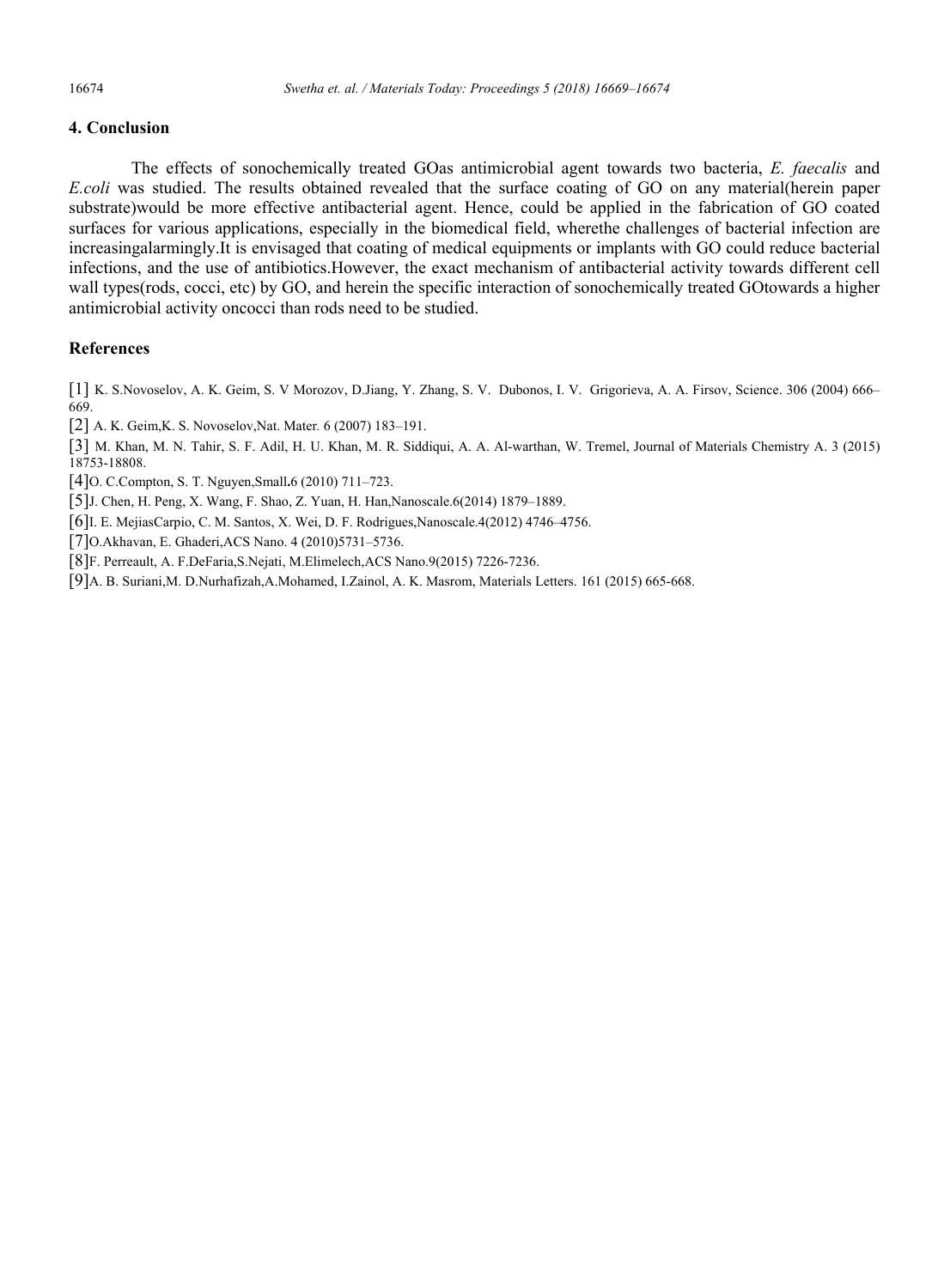## 4. Conclusion

The effects of sonochemically treated GOas antimicrobial agent towards two bacteria, *E. faecalis* and *E.coli* was studied. The results obtained revealed that the surface coating of GO on any material(herein paper substrate)would be more effective antibacterial agent. Hence, could be applied in the fabrication of GO coated surfaces for various applications, especially in the biomedical field, wherethe challenges of bacterial infection are increasingalarmingly.It is envisaged that coating of medical equipments or implants with GO could reduce bacterial infections, and the use of antibiotics.However, the exact mechanism of antibacterial activity towards different cell wall types(rods, cocci, etc) by GO, and herein the specific interaction of sonochemically treated GOtowards a higher antimicrobial activity oncocci than rods need to be studied.

## References

[1] K. S.Novoselov, A. K. Geim, S. V Morozov, D.Jiang, Y. Zhang, S. V. Dubonos, I. V. Grigorieva, A. A. Firsov, Science. 306 (2004) 666–669.

[2] A. K. Geim,K. S. Novoselov,Nat. Mater. 6 (2007) 183–191.

[3] M. Khan, M. N. Tahir, S. F. Adil, H. U. Khan, M. R. Siddiqui, A. A. Al-warthan, W. Tremel, Journal of Materials Chemistry A. 3 (2015) 18753-18808.

[4]O. C.Compton, S. T. Nguyen,Small.6 (2010) 711–723.

[5]J. Chen, H. Peng, X. Wang, F. Shao, Z. Yuan, H. Han,Nanoscale.6(2014) 1879–1889.

[6]I. E. MejiasCarpio, C. M. Santos, X. Wei, D. F. Rodrigues,Nanoscale.4(2012) 4746–4756.

[7]O.Akhavan, E. Ghaderi,ACS Nano. 4 (2010)5731–5736.

[8]F. Perreault, A. F.DeFaria,S.Nejati, M.Elimelech,ACS Nano.9(2015) 7226-7236.

[9]A. B. Suriani,M. D.Nurhafizah,A.Mohamed, I.Zainol, A. K. Masrom, Materials Letters. 161 (2015) 665-668.